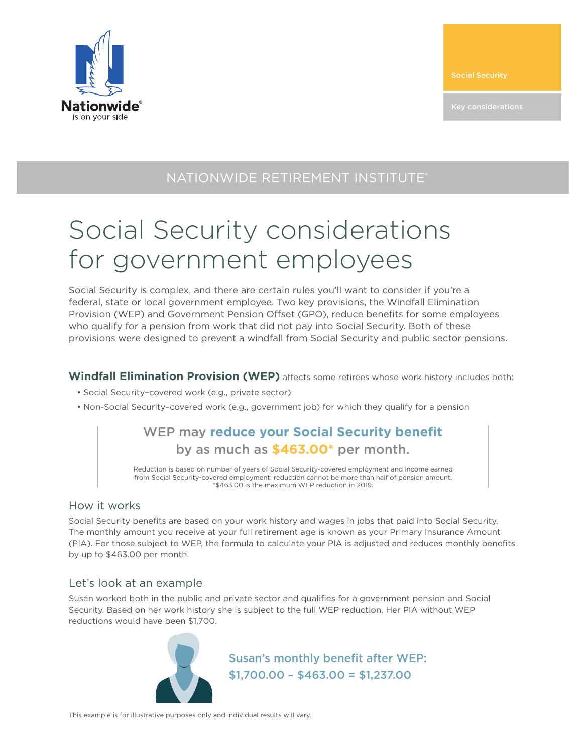Social Security

Key considerations

NATIONWIDE RETIREMENT INSTITUTE®

# Social Security considerations for government employees

Social Security is complex, and there are certain rules you'll want to consider if you're a federal, state or local government employee. Two key provisions, the Windfall Elimination Provision (WEP) and Government Pension Offset (GPO), reduce benefits for some employees who qualify for a pension from work that did not pay into Social Security. Both of these provisions were designed to prevent a windfall from Social Security and public sector pensions.

**Windfall Elimination Provision (WEP)** affects some retirees whose work history includes both:

- Social Security–covered work (e.g., private sector)
- Non-Social Security–covered work (e.g., government job) for which they qualify for a pension

**WEP may reduce your Social Security benefit by as much as $463.00* per month.**

Reduction is based on number of years of Social Security-covered employment and income earned from Social Security-covered employment; reduction cannot be more than half of pension amount.
*$463.00 is the maximum WEP reduction in 2019.

## How it works

Social Security benefits are based on your work history and wages in jobs that paid into Social Security. The monthly amount you receive at your full retirement age is known as your Primary Insurance Amount (PIA). For those subject to WEP, the formula to calculate your PIA is adjusted and reduces monthly benefits by up to $463.00 per month.

## Let's look at an example

Susan worked both in the public and private sector and qualifies for a government pension and Social Security. Based on her work history she is subject to the full WEP reduction. Her PIA without WEP reductions would have been $1,700.

**Susan's monthly benefit after WEP:**
**$1,700.00 – $463.00 = $1,237.00**

This example is for illustrative purposes only and individual results will vary.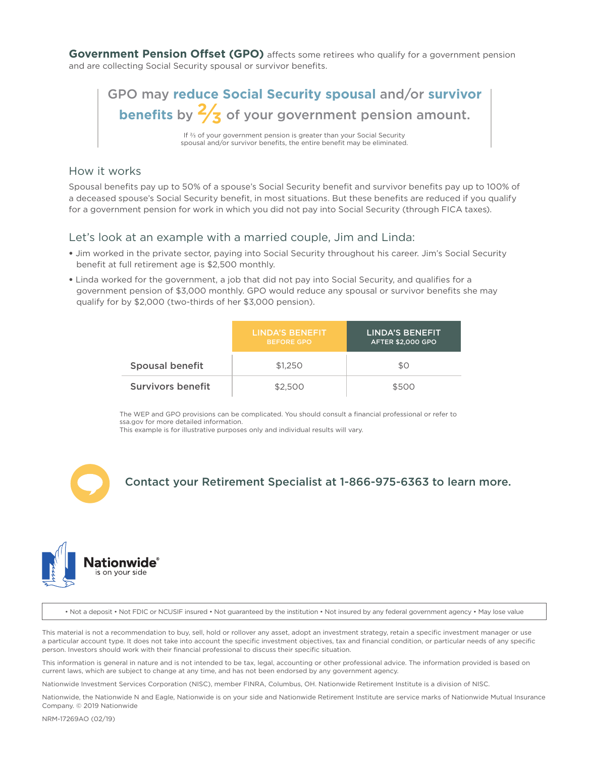**Government Pension Offset (GPO)** affects some retirees who qualify for a government pension and are collecting Social Security spousal or survivor benefits.

> GPO may **reduce Social Security spousal** and/or **survivor benefits** by **2/3** of your government pension amount.
>
> If ⅔ of your government pension is greater than your Social Security spousal and/or survivor benefits, the entire benefit may be eliminated.

## How it works

Spousal benefits pay up to 50% of a spouse's Social Security benefit and survivor benefits pay up to 100% of a deceased spouse's Social Security benefit, in most situations. But these benefits are reduced if you qualify for a government pension for work in which you did not pay into Social Security (through FICA taxes).

## Let's look at an example with a married couple, Jim and Linda:

- Jim worked in the private sector, paying into Social Security throughout his career. Jim's Social Security benefit at full retirement age is $2,500 monthly.
- Linda worked for the government, a job that did not pay into Social Security, and qualifies for a government pension of $3,000 monthly. GPO would reduce any spousal or survivor benefits she may qualify for by $2,000 (two-thirds of her $3,000 pension).

| | LINDA'S BENEFIT BEFORE GPO | LINDA'S BENEFIT AFTER $2,000 GPO |
|---|---|---|
| **Spousal benefit** | $1,250 | $0 |
| **Survivors benefit** | $2,500 | $500 |

The WEP and GPO provisions can be complicated. You should consult a financial professional or refer to ssa.gov for more detailed information.
This example is for illustrative purposes only and individual results will vary.

**Contact your Retirement Specialist at 1-866-975-6363 to learn more.**

Nationwide® is on your side

• Not a deposit • Not FDIC or NCUSIF insured • Not guaranteed by the institution • Not insured by any federal government agency • May lose value

This material is not a recommendation to buy, sell, hold or rollover any asset, adopt an investment strategy, retain a specific investment manager or use a particular account type. It does not take into account the specific investment objectives, tax and financial condition, or particular needs of any specific person. Investors should work with their financial professional to discuss their specific situation.

This information is general in nature and is not intended to be tax, legal, accounting or other professional advice. The information provided is based on current laws, which are subject to change at any time, and has not been endorsed by any government agency.

Nationwide Investment Services Corporation (NISC), member FINRA, Columbus, OH. Nationwide Retirement Institute is a division of NISC.

Nationwide, the Nationwide N and Eagle, Nationwide is on your side and Nationwide Retirement Institute are service marks of Nationwide Mutual Insurance Company. © 2019 Nationwide

NRM-17269AO (02/19)